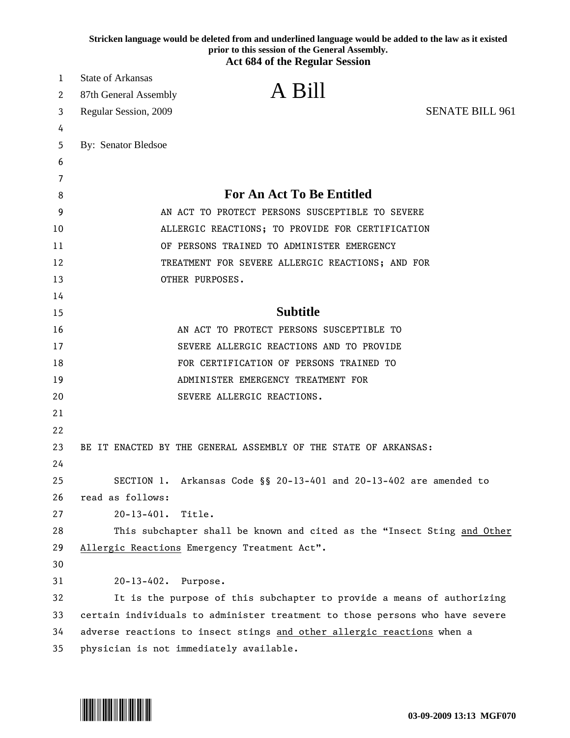Stricken language would be deleted from and underlined language would be added to the law as it existed prior to this session of the General Assembly.

**Act 684 of the Regular Session**

State of Arkansas
87th General Assembly
Regular Session, 2009

# A Bill

SENATE BILL 961

By: Senator Bledsoe

## For An Act To Be Entitled

AN ACT TO PROTECT PERSONS SUSCEPTIBLE TO SEVERE ALLERGIC REACTIONS; TO PROVIDE FOR CERTIFICATION OF PERSONS TRAINED TO ADMINISTER EMERGENCY TREATMENT FOR SEVERE ALLERGIC REACTIONS; AND FOR OTHER PURPOSES.

## Subtitle

AN ACT TO PROTECT PERSONS SUSCEPTIBLE TO SEVERE ALLERGIC REACTIONS AND TO PROVIDE FOR CERTIFICATION OF PERSONS TRAINED TO ADMINISTER EMERGENCY TREATMENT FOR SEVERE ALLERGIC REACTIONS.

BE IT ENACTED BY THE GENERAL ASSEMBLY OF THE STATE OF ARKANSAS:

SECTION 1. Arkansas Code §§ 20-13-401 and 20-13-402 are amended to read as follows:

20-13-401. Title.

This subchapter shall be known and cited as the "Insect Sting <u>and Other Allergic Reactions</u> Emergency Treatment Act".

20-13-402. Purpose.

It is the purpose of this subchapter to provide a means of authorizing certain individuals to administer treatment to those persons who have severe adverse reactions to insect stings <u>and other allergic reactions</u> when a physician is not immediately available.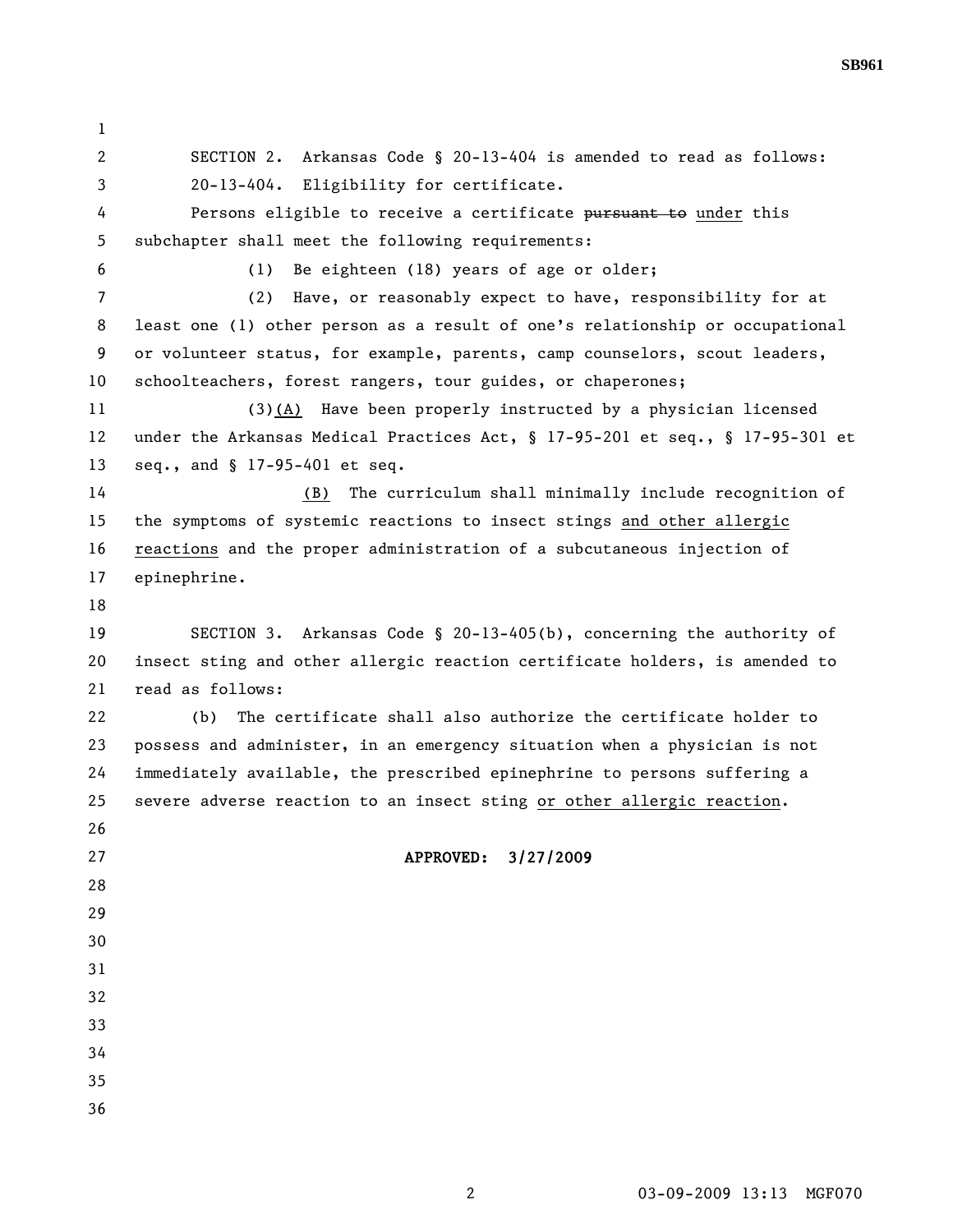SECTION 2. Arkansas Code § 20-13-404 is amended to read as follows:

20-13-404. Eligibility for certificate.

Persons eligible to receive a certificate ~~pursuant to~~ under this subchapter shall meet the following requirements:

(1) Be eighteen (18) years of age or older;

(2) Have, or reasonably expect to have, responsibility for at least one (1) other person as a result of one's relationship or occupational or volunteer status, for example, parents, camp counselors, scout leaders, schoolteachers, forest rangers, tour guides, or chaperones;

(3)(A) Have been properly instructed by a physician licensed under the Arkansas Medical Practices Act, § 17-95-201 et seq., § 17-95-301 et seq., and § 17-95-401 et seq.

(B) The curriculum shall minimally include recognition of the symptoms of systemic reactions to insect stings and other allergic reactions and the proper administration of a subcutaneous injection of epinephrine.

SECTION 3. Arkansas Code § 20-13-405(b), concerning the authority of insect sting and other allergic reaction certificate holders, is amended to read as follows:

(b) The certificate shall also authorize the certificate holder to possess and administer, in an emergency situation when a physician is not immediately available, the prescribed epinephrine to persons suffering a severe adverse reaction to an insect sting or other allergic reaction.

**APPROVED: 3/27/2009**